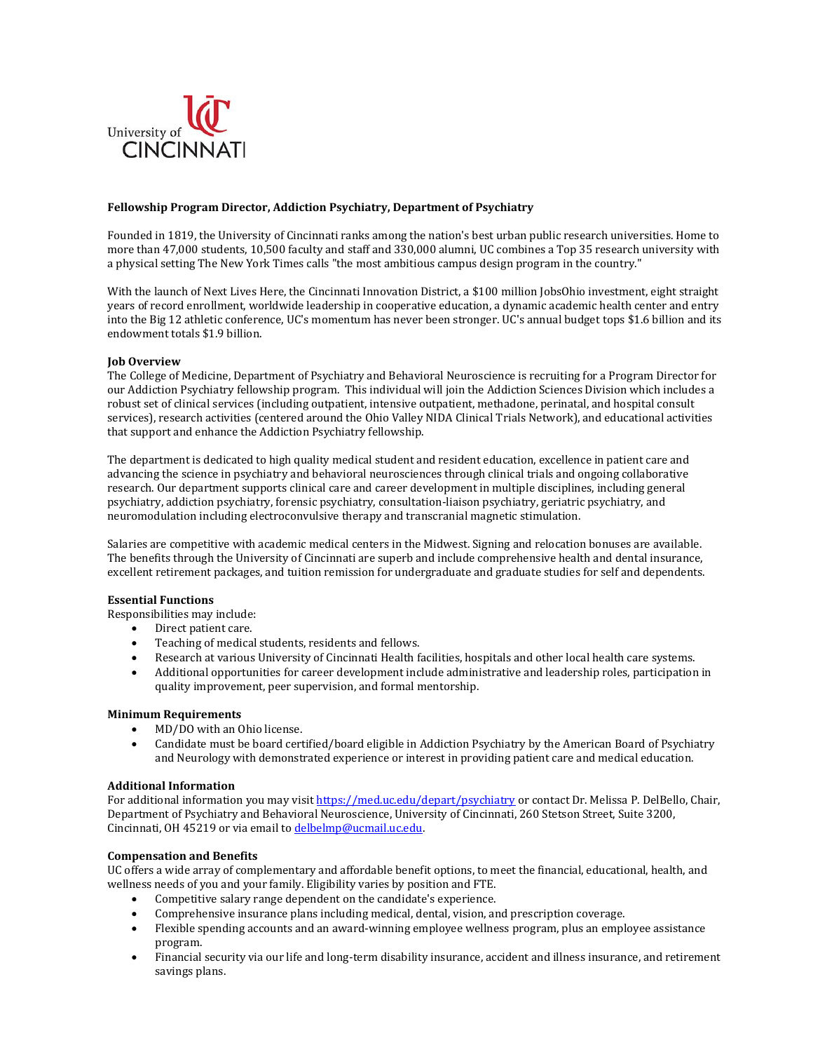University of CINCINNATI

**Fellowship Program Director, Addiction Psychiatry, Department of Psychiatry**

Founded in 1819, the University of Cincinnati ranks among the nation's best urban public research universities. Home to more than 47,000 students, 10,500 faculty and staff and 330,000 alumni, UC combines a Top 35 research university with a physical setting The New York Times calls "the most ambitious campus design program in the country."

With the launch of Next Lives Here, the Cincinnati Innovation District, a $100 million JobsOhio investment, eight straight years of record enrollment, worldwide leadership in cooperative education, a dynamic academic health center and entry into the Big 12 athletic conference, UC's momentum has never been stronger. UC's annual budget tops $1.6 billion and its endowment totals $1.9 billion.

**Job Overview**

The College of Medicine, Department of Psychiatry and Behavioral Neuroscience is recruiting for a Program Director for our Addiction Psychiatry fellowship program. This individual will join the Addiction Sciences Division which includes a robust set of clinical services (including outpatient, intensive outpatient, methadone, perinatal, and hospital consult services), research activities (centered around the Ohio Valley NIDA Clinical Trials Network), and educational activities that support and enhance the Addiction Psychiatry fellowship.

The department is dedicated to high quality medical student and resident education, excellence in patient care and advancing the science in psychiatry and behavioral neurosciences through clinical trials and ongoing collaborative research. Our department supports clinical care and career development in multiple disciplines, including general psychiatry, addiction psychiatry, forensic psychiatry, consultation-liaison psychiatry, geriatric psychiatry, and neuromodulation including electroconvulsive therapy and transcranial magnetic stimulation.

Salaries are competitive with academic medical centers in the Midwest. Signing and relocation bonuses are available. The benefits through the University of Cincinnati are superb and include comprehensive health and dental insurance, excellent retirement packages, and tuition remission for undergraduate and graduate studies for self and dependents.

**Essential Functions**

Responsibilities may include:

- Direct patient care.
- Teaching of medical students, residents and fellows.
- Research at various University of Cincinnati Health facilities, hospitals and other local health care systems.
- Additional opportunities for career development include administrative and leadership roles, participation in quality improvement, peer supervision, and formal mentorship.

**Minimum Requirements**

- MD/DO with an Ohio license.
- Candidate must be board certified/board eligible in Addiction Psychiatry by the American Board of Psychiatry and Neurology with demonstrated experience or interest in providing patient care and medical education.

**Additional Information**

For additional information you may visit https://med.uc.edu/depart/psychiatry or contact Dr. Melissa P. DelBello, Chair, Department of Psychiatry and Behavioral Neuroscience, University of Cincinnati, 260 Stetson Street, Suite 3200, Cincinnati, OH 45219 or via email to delbelmp@ucmail.uc.edu.

**Compensation and Benefits**

UC offers a wide array of complementary and affordable benefit options, to meet the financial, educational, health, and wellness needs of you and your family. Eligibility varies by position and FTE.

- Competitive salary range dependent on the candidate's experience.
- Comprehensive insurance plans including medical, dental, vision, and prescription coverage.
- Flexible spending accounts and an award-winning employee wellness program, plus an employee assistance program.
- Financial security via our life and long-term disability insurance, accident and illness insurance, and retirement savings plans.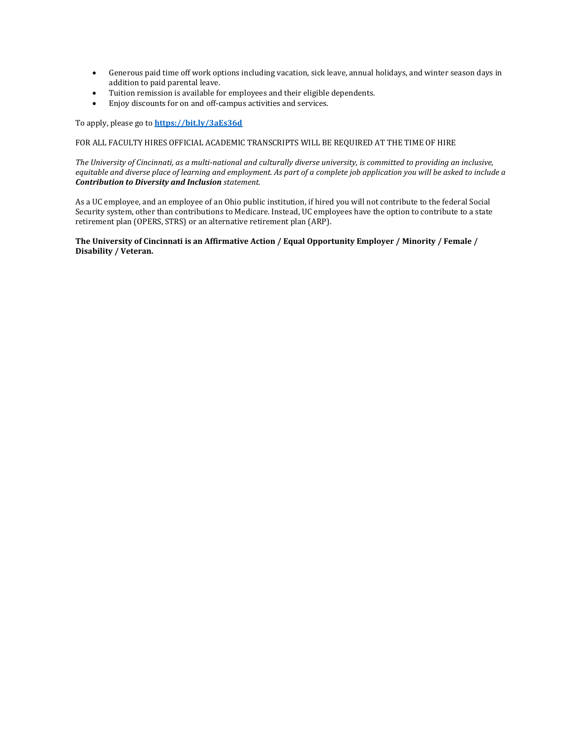- Generous paid time off work options including vacation, sick leave, annual holidays, and winter season days in addition to paid parental leave.
- Tuition remission is available for employees and their eligible dependents.
- Enjoy discounts for on and off-campus activities and services.

To apply, please go to **https://bit.ly/3aEs36d**

FOR ALL FACULTY HIRES OFFICIAL ACADEMIC TRANSCRIPTS WILL BE REQUIRED AT THE TIME OF HIRE

*The University of Cincinnati, as a multi-national and culturally diverse university, is committed to providing an inclusive, equitable and diverse place of learning and employment. As part of a complete job application you will be asked to include a* ***Contribution to Diversity and Inclusion*** *statement.*

As a UC employee, and an employee of an Ohio public institution, if hired you will not contribute to the federal Social Security system, other than contributions to Medicare. Instead, UC employees have the option to contribute to a state retirement plan (OPERS, STRS) or an alternative retirement plan (ARP).

**The University of Cincinnati is an Affirmative Action / Equal Opportunity Employer / Minority / Female / Disability / Veteran.**